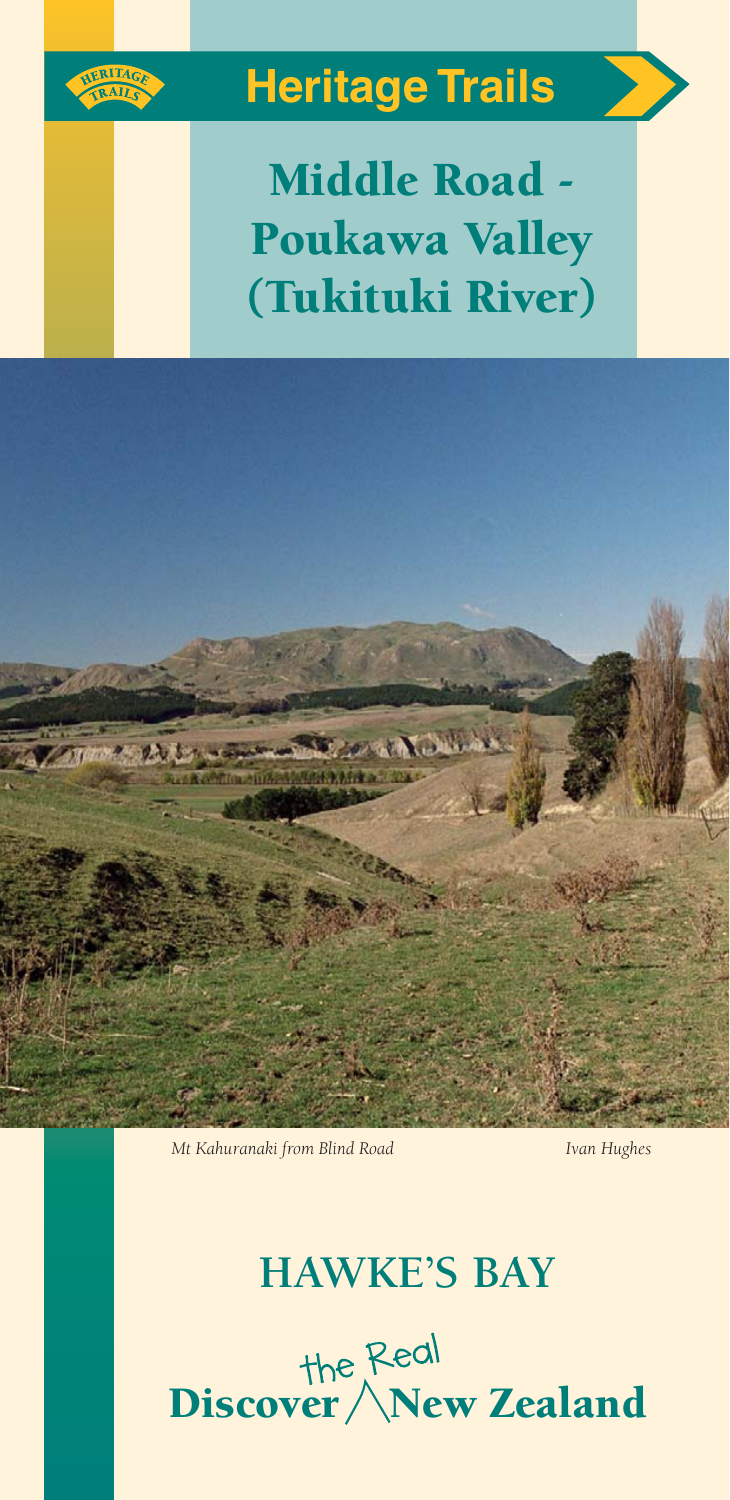# Heritage Trails

# Middle Road - Poukawa Valley (Tukituki River)

*Mt Kahuranaki from Blind Road* *Ivan Hughes*

## HAWKE'S BAY

**Discover the Real New Zealand**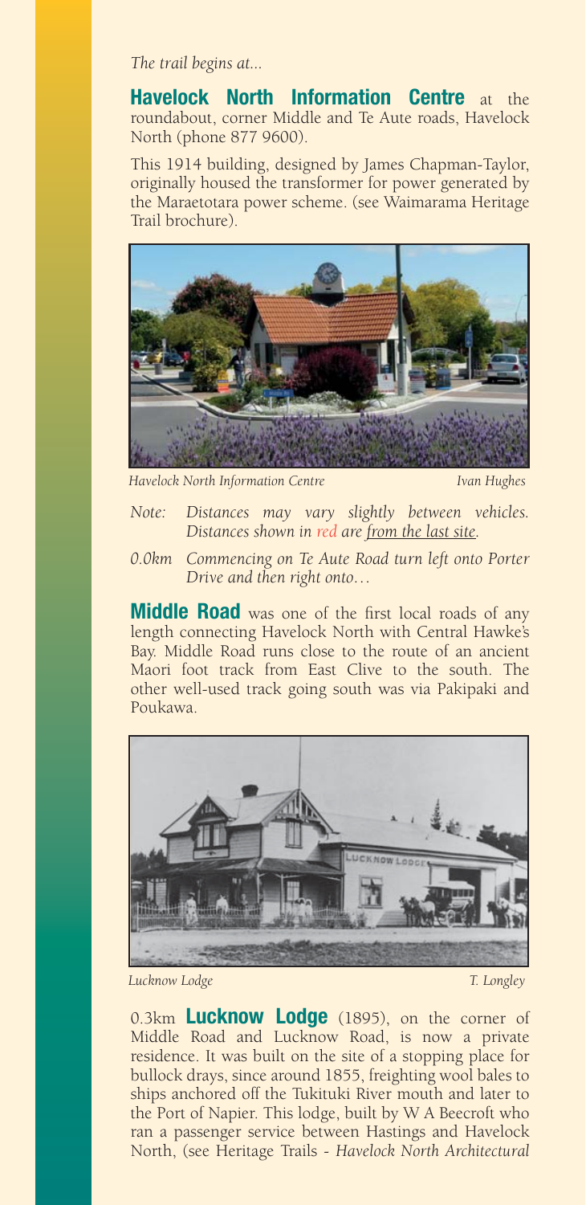*The trail begins at...*

**Havelock North Information Centre** at the roundabout, corner Middle and Te Aute roads, Havelock North (phone 877 9600).

This 1914 building, designed by James Chapman-Taylor, originally housed the transformer for power generated by the Maraetotara power scheme. (see Waimarama Heritage Trail brochure).

*Havelock North Information Centre* *Ivan Hughes*

*Note: Distances may vary slightly between vehicles. Distances shown in red are <u>from the last site</u>.*

*0.0km Commencing on Te Aute Road turn left onto Porter Drive and then right onto…*

**Middle Road** was one of the first local roads of any length connecting Havelock North with Central Hawke's Bay. Middle Road runs close to the route of an ancient Maori foot track from East Clive to the south. The other well-used track going south was via Pakipaki and Poukawa.

*Lucknow Lodge* *T. Longley*

0.3km **Lucknow Lodge** (1895), on the corner of Middle Road and Lucknow Road, is now a private residence. It was built on the site of a stopping place for bullock drays, since around 1855, freighting wool bales to ships anchored off the Tukituki River mouth and later to the Port of Napier. This lodge, built by W A Beecroft who ran a passenger service between Hastings and Havelock North, (see Heritage Trails - *Havelock North Architectural*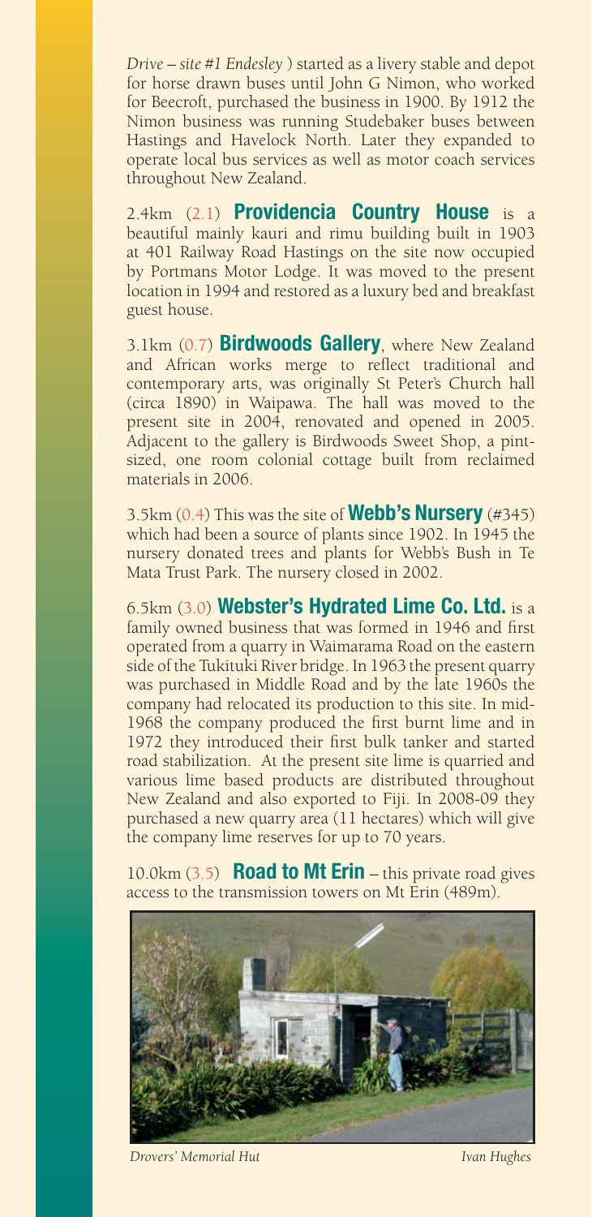*Drive – site #1 Endesley* ) started as a livery stable and depot for horse drawn buses until John G Nimon, who worked for Beecroft, purchased the business in 1900. By 1912 the Nimon business was running Studebaker buses between Hastings and Havelock North. Later they expanded to operate local bus services as well as motor coach services throughout New Zealand.

2.4km (2.1) **Providencia Country House** is a beautiful mainly kauri and rimu building built in 1903 at 401 Railway Road Hastings on the site now occupied by Portmans Motor Lodge. It was moved to the present location in 1994 and restored as a luxury bed and breakfast guest house.

3.1km (0.7) **Birdwoods Gallery**, where New Zealand and African works merge to reflect traditional and contemporary arts, was originally St Peter's Church hall (circa 1890) in Waipawa. The hall was moved to the present site in 2004, renovated and opened in 2005. Adjacent to the gallery is Birdwoods Sweet Shop, a pint-sized, one room colonial cottage built from reclaimed materials in 2006.

3.5km (0.4) This was the site of **Webb's Nursery** (#345) which had been a source of plants since 1902. In 1945 the nursery donated trees and plants for Webb's Bush in Te Mata Trust Park. The nursery closed in 2002.

6.5km (3.0) **Webster's Hydrated Lime Co. Ltd.** is a family owned business that was formed in 1946 and first operated from a quarry in Waimarama Road on the eastern side of the Tukituki River bridge. In 1963 the present quarry was purchased in Middle Road and by the late 1960s the company had relocated its production to this site. In mid-1968 the company produced the first burnt lime and in 1972 they introduced their first bulk tanker and started road stabilization. At the present site lime is quarried and various lime based products are distributed throughout New Zealand and also exported to Fiji. In 2008-09 they purchased a new quarry area (11 hectares) which will give the company lime reserves for up to 70 years.

10.0km (3.5) **Road to Mt Erin** – this private road gives access to the transmission towers on Mt Erin (489m).

*Drovers' Memorial Hut* *Ivan Hughes*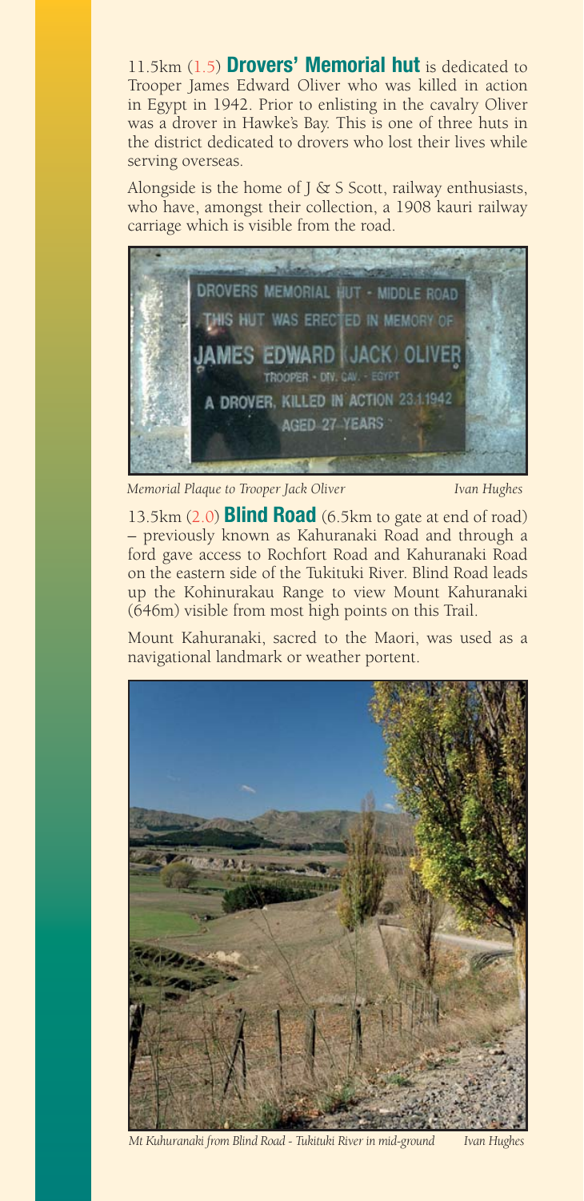11.5km (1.5) **Drovers' Memorial hut** is dedicated to Trooper James Edward Oliver who was killed in action in Egypt in 1942. Prior to enlisting in the cavalry Oliver was a drover in Hawke's Bay. This is one of three huts in the district dedicated to drovers who lost their lives while serving overseas.

Alongside is the home of J & S Scott, railway enthusiasts, who have, amongst their collection, a 1908 kauri railway carriage which is visible from the road.

*Memorial Plaque to Trooper Jack Oliver* *Ivan Hughes*

13.5km (2.0) **Blind Road** (6.5km to gate at end of road) – previously known as Kahuranaki Road and through a ford gave access to Rochfort Road and Kahuranaki Road on the eastern side of the Tukituki River. Blind Road leads up the Kohinurakau Range to view Mount Kahuranaki (646m) visible from most high points on this Trail.

Mount Kahuranaki, sacred to the Maori, was used as a navigational landmark or weather portent.

*Mt Kuhuranaki from Blind Road - Tukituki River in mid-ground* *Ivan Hughes*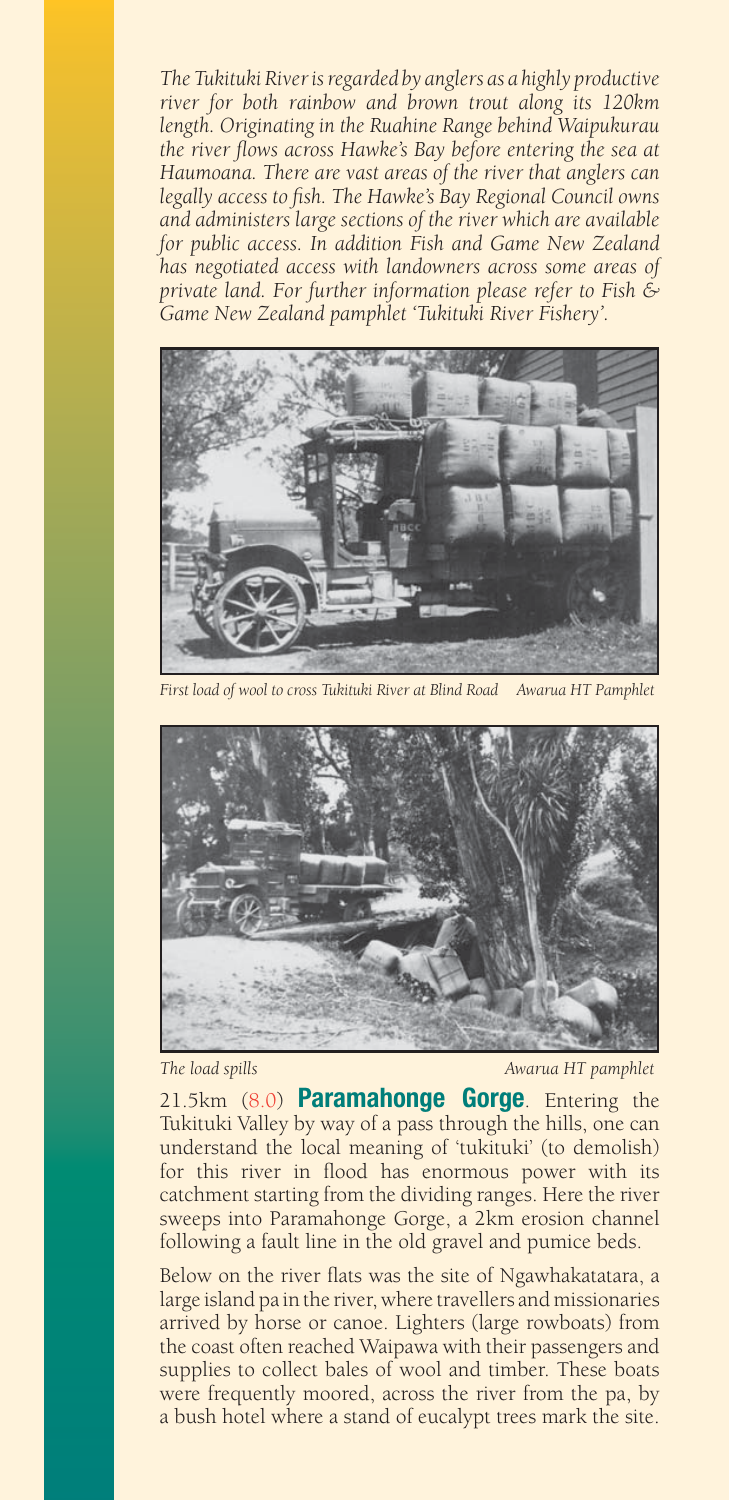*The Tukituki River is regarded by anglers as a highly productive river for both rainbow and brown trout along its 120km length. Originating in the Ruahine Range behind Waipukurau the river flows across Hawke's Bay before entering the sea at Haumoana. There are vast areas of the river that anglers can legally access to fish. The Hawke's Bay Regional Council owns and administers large sections of the river which are available for public access. In addition Fish and Game New Zealand has negotiated access with landowners across some areas of private land. For further information please refer to Fish & Game New Zealand pamphlet 'Tukituki River Fishery'.*

*First load of wool to cross Tukituki River at Blind Road Awarua HT Pamphlet*

*The load spills Awarua HT pamphlet*

21.5km (8.0) **Paramahonge Gorge**. Entering the Tukituki Valley by way of a pass through the hills, one can understand the local meaning of 'tukituki' (to demolish) for this river in flood has enormous power with its catchment starting from the dividing ranges. Here the river sweeps into Paramahonge Gorge, a 2km erosion channel following a fault line in the old gravel and pumice beds.

Below on the river flats was the site of Ngawhakatatara, a large island pa in the river, where travellers and missionaries arrived by horse or canoe. Lighters (large rowboats) from the coast often reached Waipawa with their passengers and supplies to collect bales of wool and timber. These boats were frequently moored, across the river from the pa, by a bush hotel where a stand of eucalypt trees mark the site.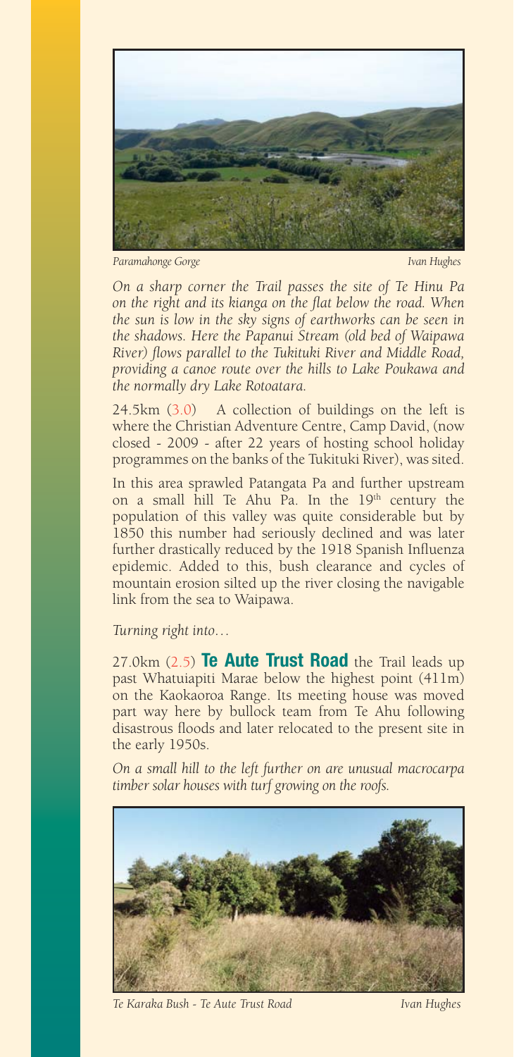*Paramahonge Gorge* *Ivan Hughes*

*On a sharp corner the Trail passes the site of Te Hinu Pa on the right and its kianga on the flat below the road. When the sun is low in the sky signs of earthworks can be seen in the shadows. Here the Papanui Stream (old bed of Waipawa River) flows parallel to the Tukituki River and Middle Road, providing a canoe route over the hills to Lake Poukawa and the normally dry Lake Rotoatara.*

24.5km (3.0) A collection of buildings on the left is where the Christian Adventure Centre, Camp David, (now closed - 2009 - after 22 years of hosting school holiday programmes on the banks of the Tukituki River), was sited.

In this area sprawled Patangata Pa and further upstream on a small hill Te Ahu Pa. In the 19th century the population of this valley was quite considerable but by 1850 this number had seriously declined and was later further drastically reduced by the 1918 Spanish Influenza epidemic. Added to this, bush clearance and cycles of mountain erosion silted up the river closing the navigable link from the sea to Waipawa.

*Turning right into…*

27.0km (2.5) **Te Aute Trust Road** the Trail leads up past Whatuiapiti Marae below the highest point (411m) on the Kaokaoroa Range. Its meeting house was moved part way here by bullock team from Te Ahu following disastrous floods and later relocated to the present site in the early 1950s.

*On a small hill to the left further on are unusual macrocarpa timber solar houses with turf growing on the roofs.*

*Te Karaka Bush - Te Aute Trust Road* *Ivan Hughes*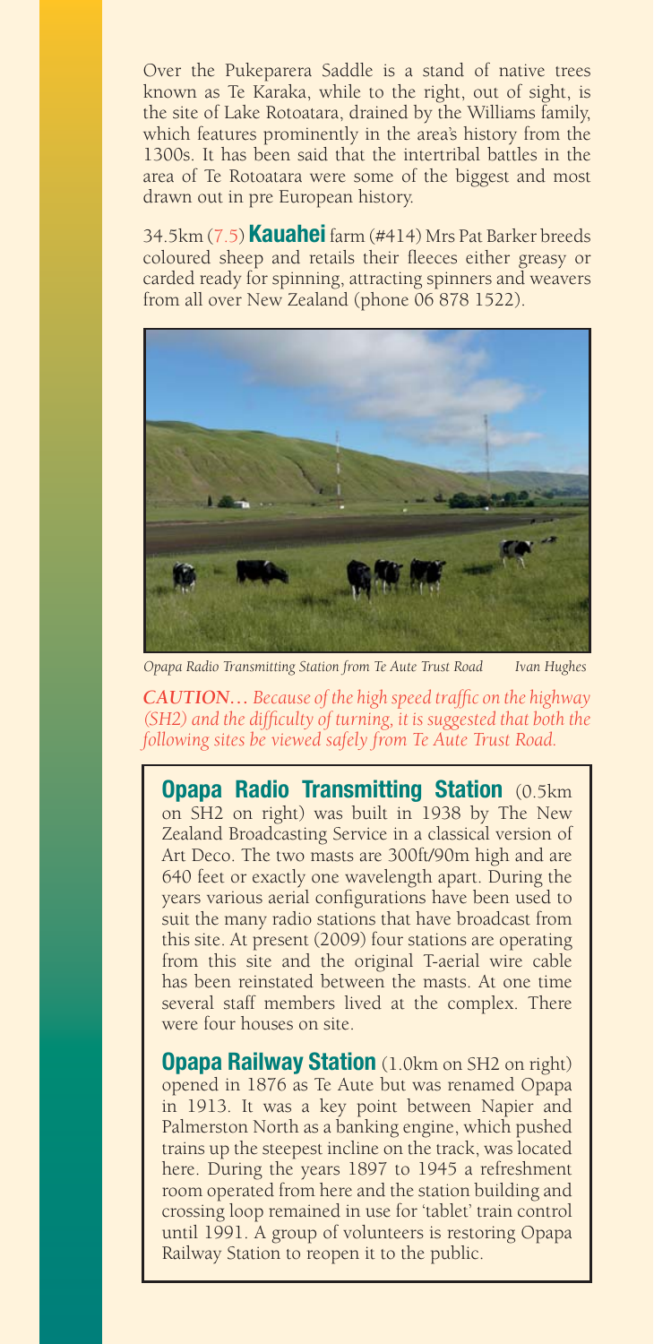Over the Pukeparera Saddle is a stand of native trees known as Te Karaka, while to the right, out of sight, is the site of Lake Rotoatara, drained by the Williams family, which features prominently in the area's history from the 1300s. It has been said that the intertribal battles in the area of Te Rotoatara were some of the biggest and most drawn out in pre European history.

34.5km (7.5) **Kauahei** farm (#414) Mrs Pat Barker breeds coloured sheep and retails their fleeces either greasy or carded ready for spinning, attracting spinners and weavers from all over New Zealand (phone 06 878 1522).

*Opapa Radio Transmitting Station from Te Aute Trust Road* — *Ivan Hughes*

***CAUTION…** Because of the high speed traffic on the highway (SH2) and the difficulty of turning, it is suggested that both the following sites be viewed safely from Te Aute Trust Road.*

**Opapa Radio Transmitting Station** (0.5km on SH2 on right) was built in 1938 by The New Zealand Broadcasting Service in a classical version of Art Deco. The two masts are 300ft/90m high and are 640 feet or exactly one wavelength apart. During the years various aerial configurations have been used to suit the many radio stations that have broadcast from this site. At present (2009) four stations are operating from this site and the original T-aerial wire cable has been reinstated between the masts. At one time several staff members lived at the complex. There were four houses on site.

**Opapa Railway Station** (1.0km on SH2 on right) opened in 1876 as Te Aute but was renamed Opapa in 1913. It was a key point between Napier and Palmerston North as a banking engine, which pushed trains up the steepest incline on the track, was located here. During the years 1897 to 1945 a refreshment room operated from here and the station building and crossing loop remained in use for 'tablet' train control until 1991. A group of volunteers is restoring Opapa Railway Station to reopen it to the public.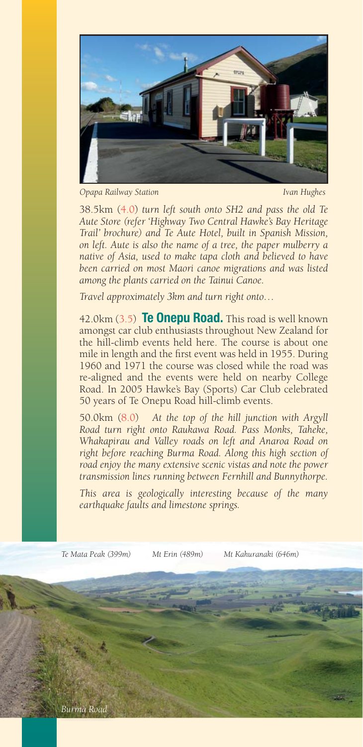*Opapa Railway Station* *Ivan Hughes*

38.5km (4.0) *turn left south onto SH2 and pass the old Te Aute Store (refer 'Highway Two Central Hawke's Bay Heritage Trail' brochure) and Te Aute Hotel, built in Spanish Mission, on left. Aute is also the name of a tree, the paper mulberry a native of Asia, used to make tapa cloth and believed to have been carried on most Maori canoe migrations and was listed among the plants carried on the Tainui Canoe.*

*Travel approximately 3km and turn right onto…*

42.0km (3.5) **Te Onepu Road.** This road is well known amongst car club enthusiasts throughout New Zealand for the hill-climb events held here. The course is about one mile in length and the first event was held in 1955. During 1960 and 1971 the course was closed while the road was re-aligned and the events were held on nearby College Road. In 2005 Hawke's Bay (Sports) Car Club celebrated 50 years of Te Onepu Road hill-climb events.

50.0km (8.0) *At the top of the hill junction with Argyll Road turn right onto Raukawa Road. Pass Monks, Taheke, Whakapirau and Valley roads on left and Anaroa Road on right before reaching Burma Road. Along this high section of road enjoy the many extensive scenic vistas and note the power transmission lines running between Fernhill and Bunnythorpe.*

*This area is geologically interesting because of the many earthquake faults and limestone springs.*

*Te Mata Peak (399m)* *Mt Erin (489m)* *Mt Kahuranaki (646m)*

*Burma Road*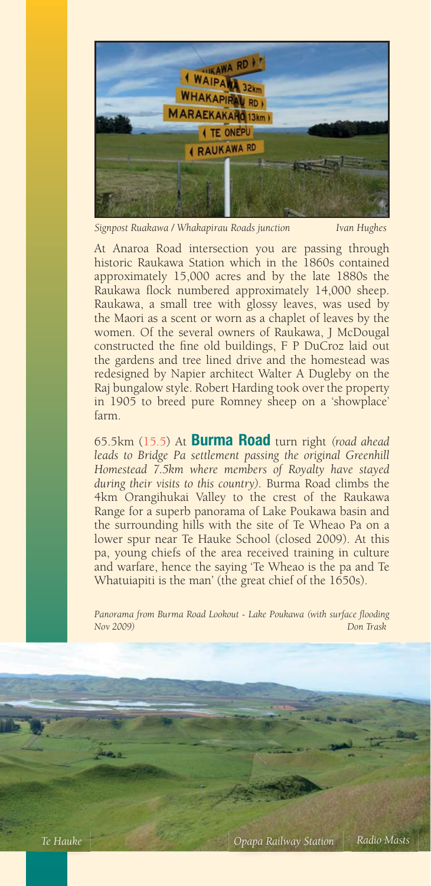*Signpost Ruakawa / Whakapirau Roads junction* *Ivan Hughes*

At Anaroa Road intersection you are passing through historic Raukawa Station which in the 1860s contained approximately 15,000 acres and by the late 1880s the Raukawa flock numbered approximately 14,000 sheep. Raukawa, a small tree with glossy leaves, was used by the Maori as a scent or worn as a chaplet of leaves by the women. Of the several owners of Raukawa, J McDougal constructed the fine old buildings, F P DuCroz laid out the gardens and tree lined drive and the homestead was redesigned by Napier architect Walter A Dugleby on the Raj bungalow style. Robert Harding took over the property in 1905 to breed pure Romney sheep on a 'showplace' farm.

65.5km (15.5) At **Burma Road** turn right *(road ahead leads to Bridge Pa settlement passing the original Greenhill Homestead 7.5km where members of Royalty have stayed during their visits to this country).* Burma Road climbs the 4km Orangihukai Valley to the crest of the Raukawa Range for a superb panorama of Lake Poukawa basin and the surrounding hills with the site of Te Wheao Pa on a lower spur near Te Hauke School (closed 2009). At this pa, young chiefs of the area received training in culture and warfare, hence the saying 'Te Wheao is the pa and Te Whatuiapiti is the man' (the great chief of the 1650s).

*Panorama from Burma Road Lookout - Lake Poukawa (with surface flooding Nov 2009)* *Don Trask*

*Te Hauke* *Opapa Railway Station* *Radio Masts*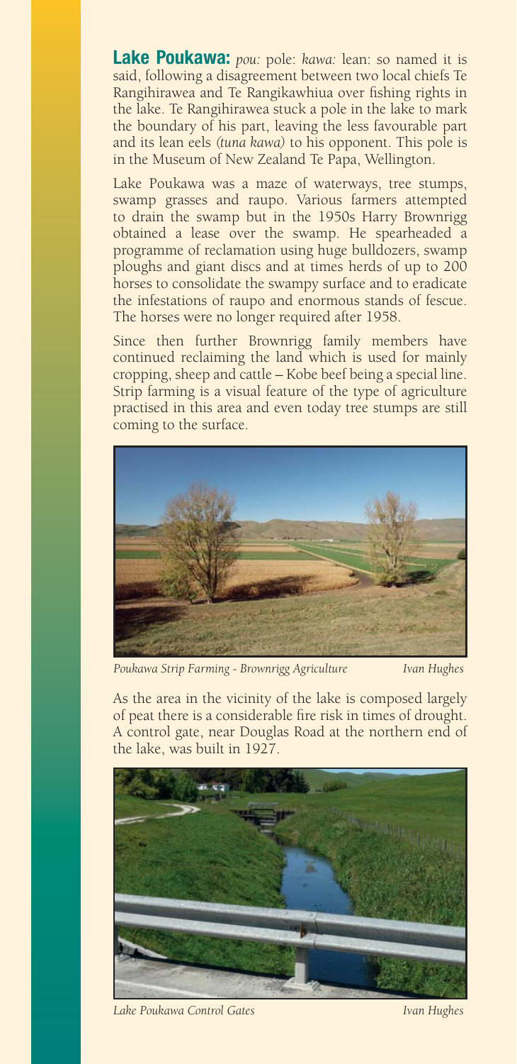**Lake Poukawa:** *pou:* pole: *kawa:* lean: so named it is said, following a disagreement between two local chiefs Te Rangihirawea and Te Rangikawhiua over fishing rights in the lake. Te Rangihirawea stuck a pole in the lake to mark the boundary of his part, leaving the less favourable part and its lean eels *(tuna kawa)* to his opponent. This pole is in the Museum of New Zealand Te Papa, Wellington.

Lake Poukawa was a maze of waterways, tree stumps, swamp grasses and raupo. Various farmers attempted to drain the swamp but in the 1950s Harry Brownrigg obtained a lease over the swamp. He spearheaded a programme of reclamation using huge bulldozers, swamp ploughs and giant discs and at times herds of up to 200 horses to consolidate the swampy surface and to eradicate the infestations of raupo and enormous stands of fescue. The horses were no longer required after 1958.

Since then further Brownrigg family members have continued reclaiming the land which is used for mainly cropping, sheep and cattle – Kobe beef being a special line. Strip farming is a visual feature of the type of agriculture practised in this area and even today tree stumps are still coming to the surface.

*Poukawa Strip Farming - Brownrigg Agriculture* *Ivan Hughes*

As the area in the vicinity of the lake is composed largely of peat there is a considerable fire risk in times of drought. A control gate, near Douglas Road at the northern end of the lake, was built in 1927.

*Lake Poukawa Control Gates* *Ivan Hughes*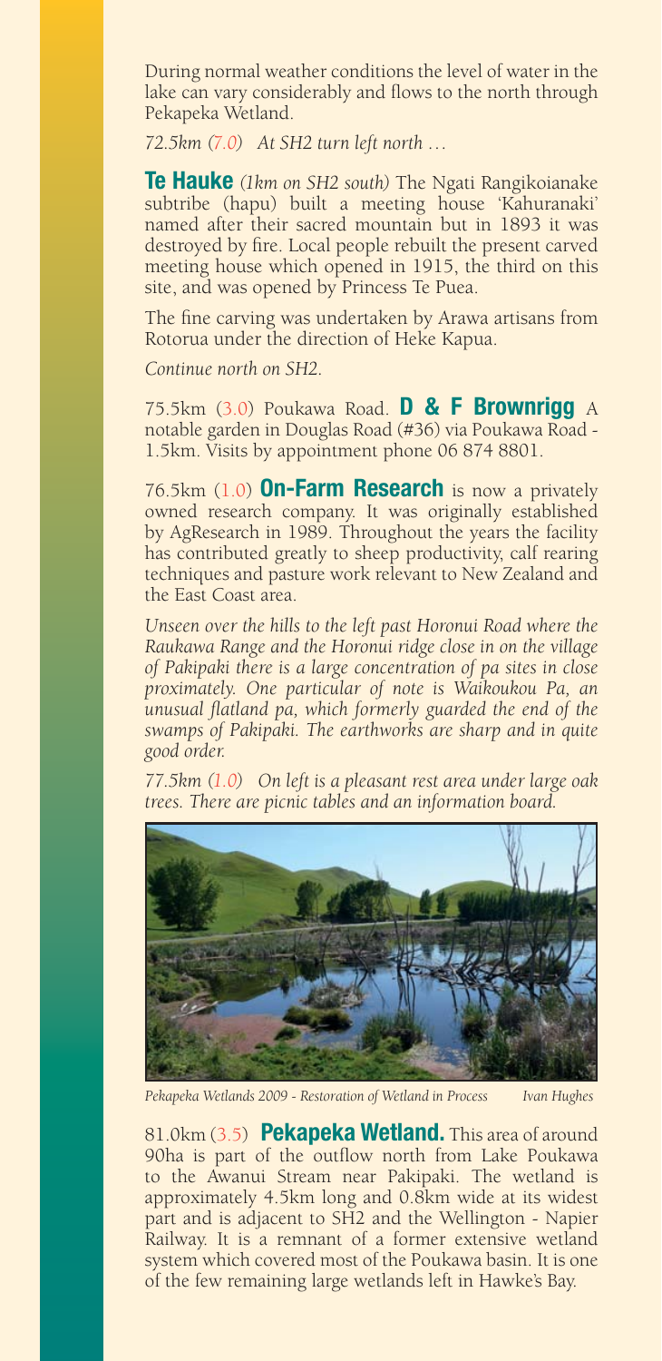During normal weather conditions the level of water in the lake can vary considerably and flows to the north through Pekapeka Wetland.

*72.5km (7.0) At SH2 turn left north …*

**Te Hauke** *(1km on SH2 south)* The Ngati Rangikoianake subtribe (hapu) built a meeting house 'Kahuranaki' named after their sacred mountain but in 1893 it was destroyed by fire. Local people rebuilt the present carved meeting house which opened in 1915, the third on this site, and was opened by Princess Te Puea.

The fine carving was undertaken by Arawa artisans from Rotorua under the direction of Heke Kapua.

*Continue north on SH2.*

75.5km (3.0) Poukawa Road. **D & F Brownrigg** A notable garden in Douglas Road (#36) via Poukawa Road - 1.5km. Visits by appointment phone 06 874 8801.

76.5km (1.0) **On-Farm Research** is now a privately owned research company. It was originally established by AgResearch in 1989. Throughout the years the facility has contributed greatly to sheep productivity, calf rearing techniques and pasture work relevant to New Zealand and the East Coast area.

*Unseen over the hills to the left past Horonui Road where the Raukawa Range and the Horonui ridge close in on the village of Pakipaki there is a large concentration of pa sites in close proximately. One particular of note is Waikoukou Pa, an unusual flatland pa, which formerly guarded the end of the swamps of Pakipaki. The earthworks are sharp and in quite good order.*

*77.5km (1.0) On left is a pleasant rest area under large oak trees. There are picnic tables and an information board.*

*Pekapeka Wetlands 2009 - Restoration of Wetland in Process* *Ivan Hughes*

81.0km (3.5) **Pekapeka Wetland.** This area of around 90ha is part of the outflow north from Lake Poukawa to the Awanui Stream near Pakipaki. The wetland is approximately 4.5km long and 0.8km wide at its widest part and is adjacent to SH2 and the Wellington - Napier Railway. It is a remnant of a former extensive wetland system which covered most of the Poukawa basin. It is one of the few remaining large wetlands left in Hawke's Bay.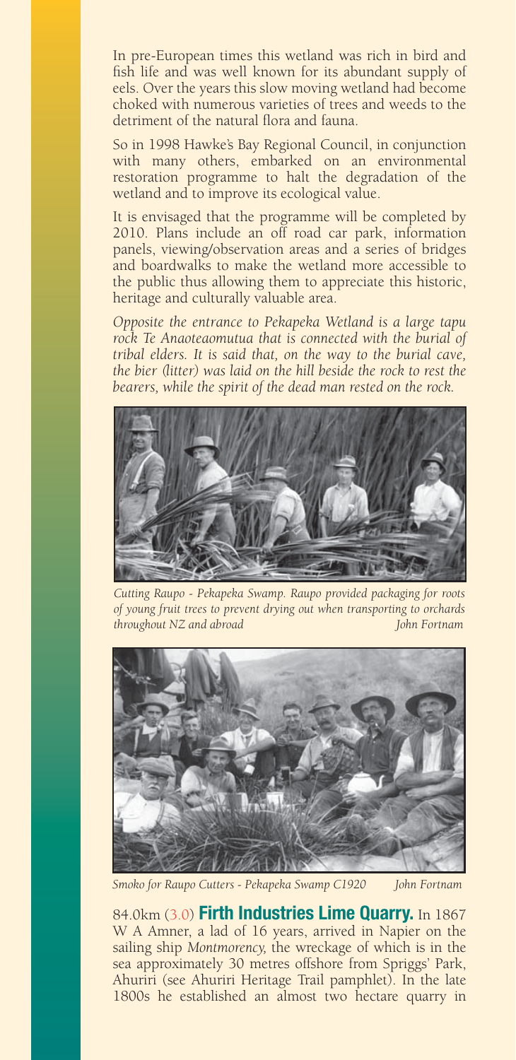In pre-European times this wetland was rich in bird and fish life and was well known for its abundant supply of eels. Over the years this slow moving wetland had become choked with numerous varieties of trees and weeds to the detriment of the natural flora and fauna.

So in 1998 Hawke's Bay Regional Council, in conjunction with many others, embarked on an environmental restoration programme to halt the degradation of the wetland and to improve its ecological value.

It is envisaged that the programme will be completed by 2010. Plans include an off road car park, information panels, viewing/observation areas and a series of bridges and boardwalks to make the wetland more accessible to the public thus allowing them to appreciate this historic, heritage and culturally valuable area.

*Opposite the entrance to Pekapeka Wetland is a large tapu rock Te Anaoteaomutua that is connected with the burial of tribal elders. It is said that, on the way to the burial cave, the bier (litter) was laid on the hill beside the rock to rest the bearers, while the spirit of the dead man rested on the rock.*

*Cutting Raupo - Pekapeka Swamp. Raupo provided packaging for roots of young fruit trees to prevent drying out when transporting to orchards throughout NZ and abroad* — *John Fortnam*

*Smoko for Raupo Cutters - Pekapeka Swamp C1920* — *John Fortnam*

84.0km (3.0) **Firth Industries Lime Quarry.** In 1867 W A Amner, a lad of 16 years, arrived in Napier on the sailing ship *Montmorency,* the wreckage of which is in the sea approximately 30 metres offshore from Spriggs' Park, Ahuriri (see Ahuriri Heritage Trail pamphlet). In the late 1800s he established an almost two hectare quarry in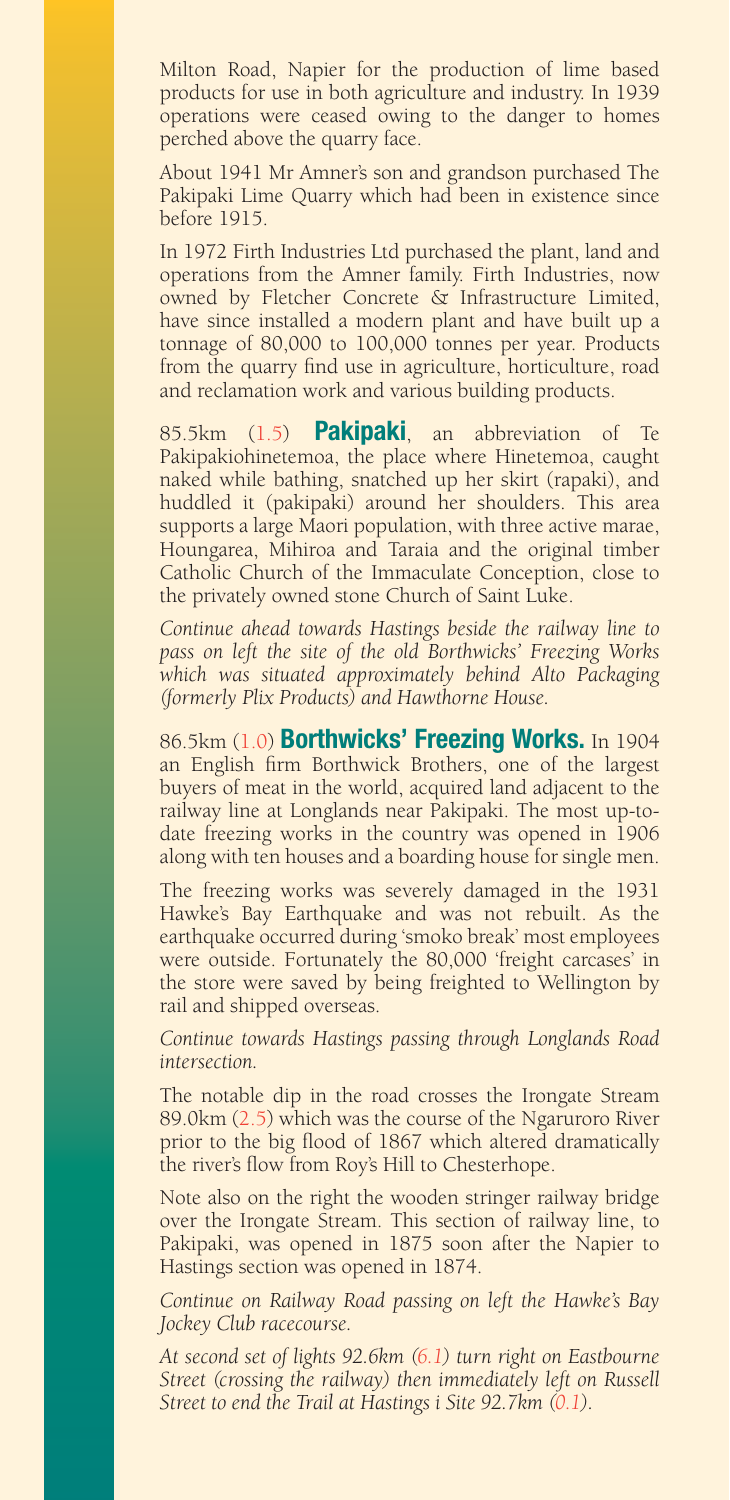Milton Road, Napier for the production of lime based products for use in both agriculture and industry. In 1939 operations were ceased owing to the danger to homes perched above the quarry face.

About 1941 Mr Amner's son and grandson purchased The Pakipaki Lime Quarry which had been in existence since before 1915.

In 1972 Firth Industries Ltd purchased the plant, land and operations from the Amner family. Firth Industries, now owned by Fletcher Concrete & Infrastructure Limited, have since installed a modern plant and have built up a tonnage of 80,000 to 100,000 tonnes per year. Products from the quarry find use in agriculture, horticulture, road and reclamation work and various building products.

85.5km (1.5) **Pakipaki**, an abbreviation of Te Pakipakiohinetemoa, the place where Hinetemoa, caught naked while bathing, snatched up her skirt (rapaki), and huddled it (pakipaki) around her shoulders. This area supports a large Maori population, with three active marae, Houngarea, Mihiroa and Taraia and the original timber Catholic Church of the Immaculate Conception, close to the privately owned stone Church of Saint Luke.

*Continue ahead towards Hastings beside the railway line to pass on left the site of the old Borthwicks' Freezing Works which was situated approximately behind Alto Packaging (formerly Plix Products) and Hawthorne House.*

86.5km (1.0) **Borthwicks' Freezing Works.** In 1904 an English firm Borthwick Brothers, one of the largest buyers of meat in the world, acquired land adjacent to the railway line at Longlands near Pakipaki. The most up-to-date freezing works in the country was opened in 1906 along with ten houses and a boarding house for single men.

The freezing works was severely damaged in the 1931 Hawke's Bay Earthquake and was not rebuilt. As the earthquake occurred during 'smoko break' most employees were outside. Fortunately the 80,000 'freight carcases' in the store were saved by being freighted to Wellington by rail and shipped overseas.

*Continue towards Hastings passing through Longlands Road intersection.*

The notable dip in the road crosses the Irongate Stream 89.0km (2.5) which was the course of the Ngaruroro River prior to the big flood of 1867 which altered dramatically the river's flow from Roy's Hill to Chesterhope.

Note also on the right the wooden stringer railway bridge over the Irongate Stream. This section of railway line, to Pakipaki, was opened in 1875 soon after the Napier to Hastings section was opened in 1874.

*Continue on Railway Road passing on left the Hawke's Bay Jockey Club racecourse.*

*At second set of lights 92.6km (6.1) turn right on Eastbourne Street (crossing the railway) then immediately left on Russell Street to end the Trail at Hastings i Site 92.7km (0.1).*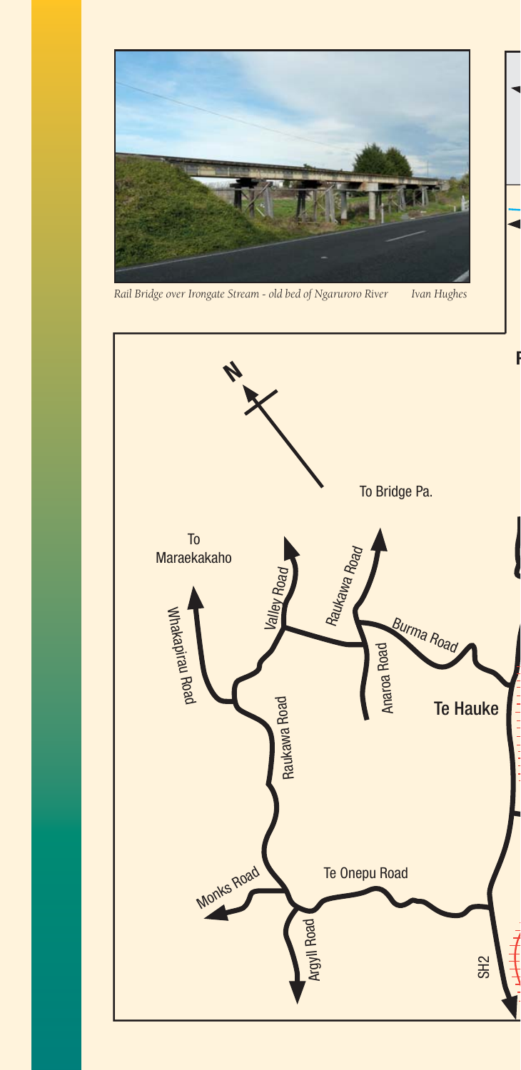*Rail Bridge over Irongate Stream - old bed of Ngaruroro River* *Ivan Hughes*

N

To Bridge Pa.

To Maraekakaho

Valley Road

Raukawa Road

Burma Road

Whakapirau Road

Anaroa Road

Te Hauke

Raukawa Road

Monks Road

Te Onepu Road

Argyll Road

SH2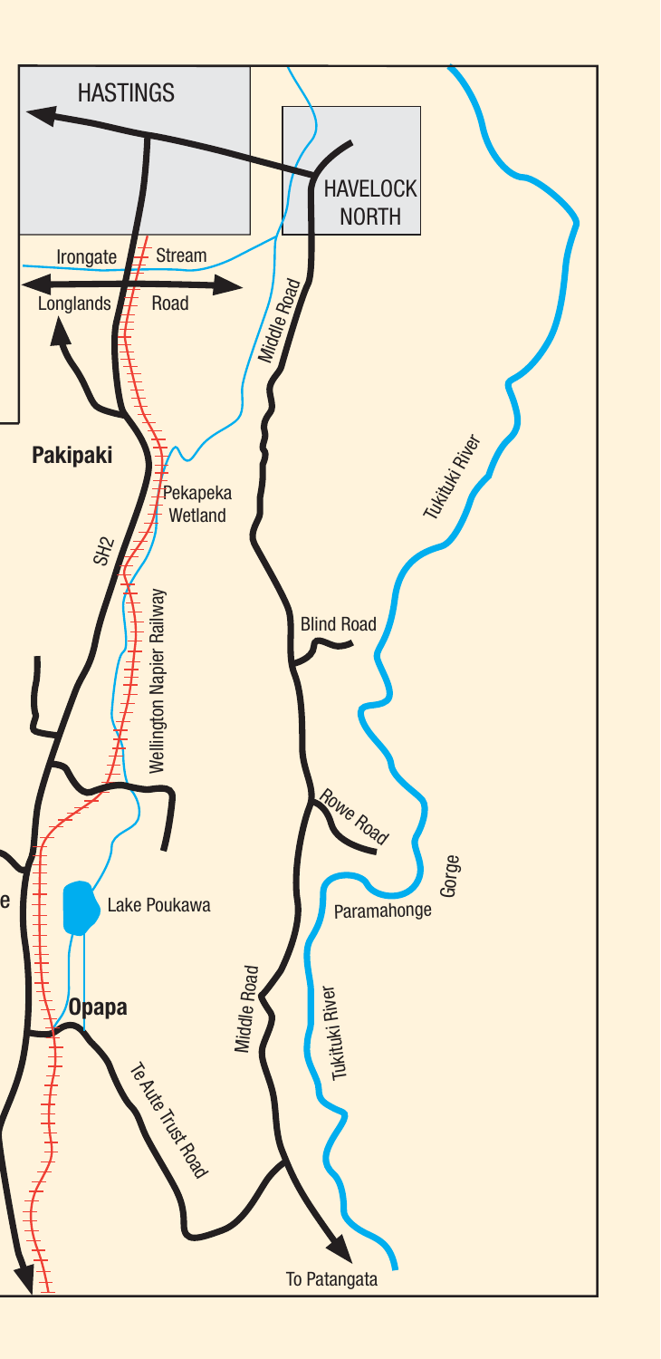HASTINGS

HAVELOCK NORTH

Irongate Stream

Longlands Road

Middle Road

Pakipaki

Pekapeka Wetland

SH2

Wellington Napier Railway

Tukituki River

Blind Road

Rowe Road

Gorge

Paramahonge

Lake Poukawa

Opapa

Middle Road

Tukituki River

Te Aute Trust Road

To Patangata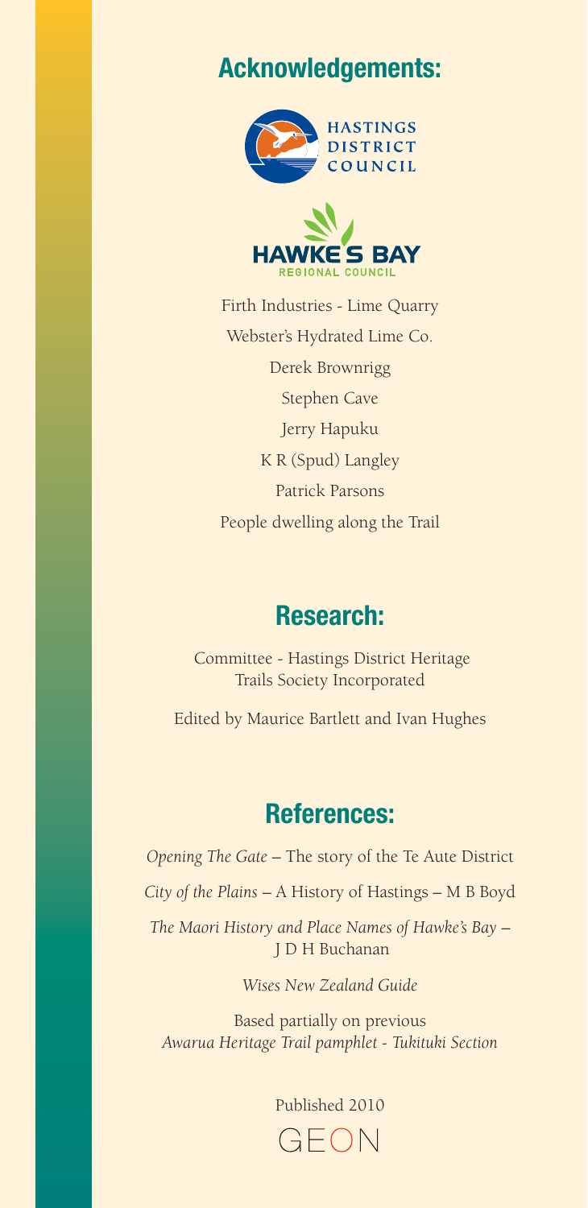## Acknowledgements:

HASTINGS DISTRICT COUNCIL

HAWKE'S BAY REGIONAL COUNCIL

Firth Industries - Lime Quarry

Webster's Hydrated Lime Co.

Derek Brownrigg

Stephen Cave

Jerry Hapuku

K R (Spud) Langley

Patrick Parsons

People dwelling along the Trail

## Research:

Committee - Hastings District Heritage Trails Society Incorporated

Edited by Maurice Bartlett and Ivan Hughes

## References:

*Opening The Gate* – The story of the Te Aute District

*City of the Plains* – A History of Hastings – M B Boyd

*The Maori History and Place Names of Hawke's Bay* – J D H Buchanan

*Wises New Zealand Guide*

Based partially on previous *Awarua Heritage Trail pamphlet - Tukituki Section*

Published 2010

GEON